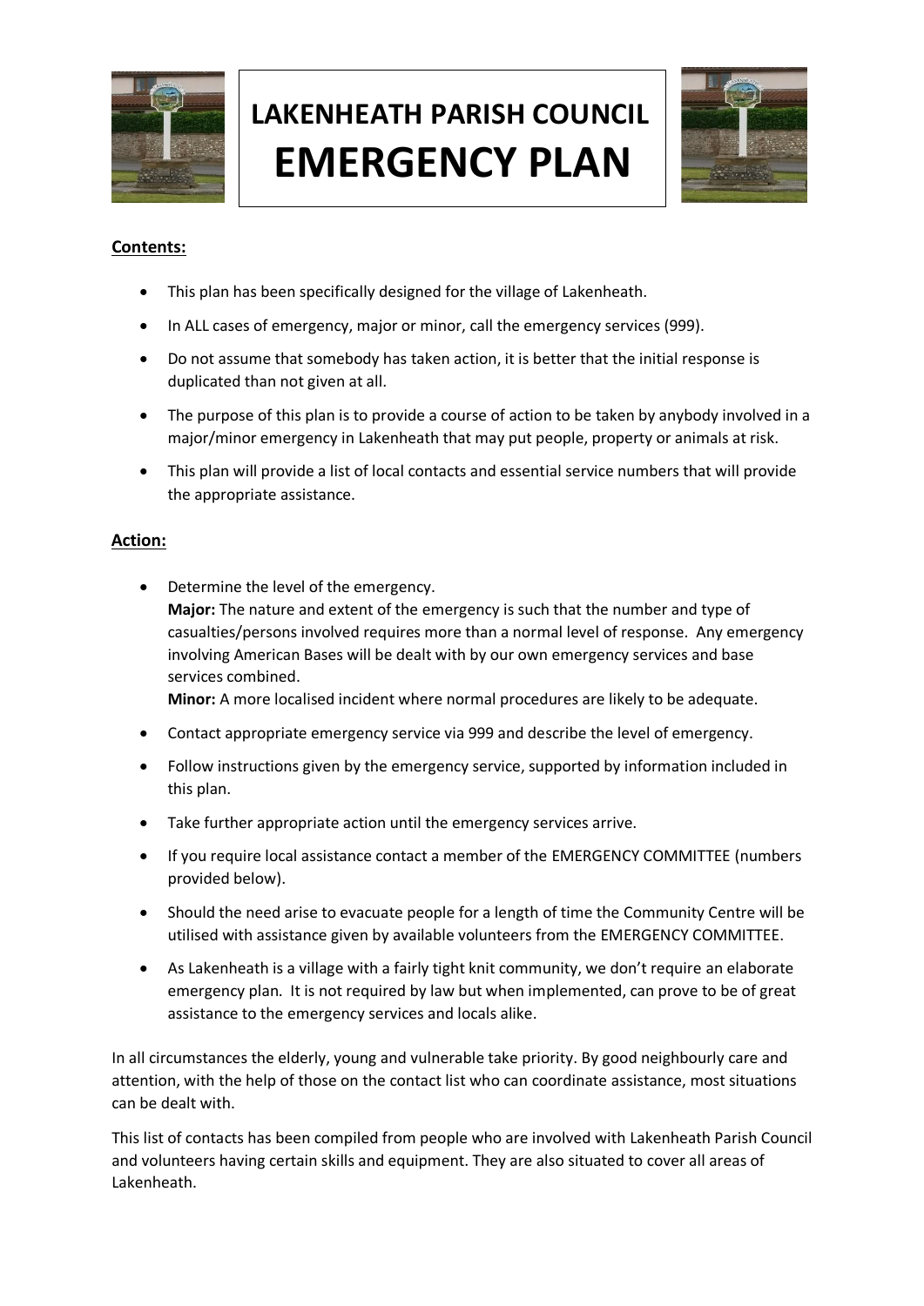# LAKENHEATH PARISH COUNCIL
# EMERGENCY PLAN

**Contents:**

- This plan has been specifically designed for the village of Lakenheath.
- In ALL cases of emergency, major or minor, call the emergency services (999).
- Do not assume that somebody has taken action, it is better that the initial response is duplicated than not given at all.
- The purpose of this plan is to provide a course of action to be taken by anybody involved in a major/minor emergency in Lakenheath that may put people, property or animals at risk.
- This plan will provide a list of local contacts and essential service numbers that will provide the appropriate assistance.

**Action:**

- Determine the level of the emergency.
  **Major:** The nature and extent of the emergency is such that the number and type of casualties/persons involved requires more than a normal level of response. Any emergency involving American Bases will be dealt with by our own emergency services and base services combined.
  **Minor:** A more localised incident where normal procedures are likely to be adequate.
- Contact appropriate emergency service via 999 and describe the level of emergency.
- Follow instructions given by the emergency service, supported by information included in this plan.
- Take further appropriate action until the emergency services arrive.
- If you require local assistance contact a member of the EMERGENCY COMMITTEE (numbers provided below).
- Should the need arise to evacuate people for a length of time the Community Centre will be utilised with assistance given by available volunteers from the EMERGENCY COMMITTEE.
- As Lakenheath is a village with a fairly tight knit community, we don't require an elaborate emergency plan. It is not required by law but when implemented, can prove to be of great assistance to the emergency services and locals alike.

In all circumstances the elderly, young and vulnerable take priority. By good neighbourly care and attention, with the help of those on the contact list who can coordinate assistance, most situations can be dealt with.

This list of contacts has been compiled from people who are involved with Lakenheath Parish Council and volunteers having certain skills and equipment. They are also situated to cover all areas of Lakenheath.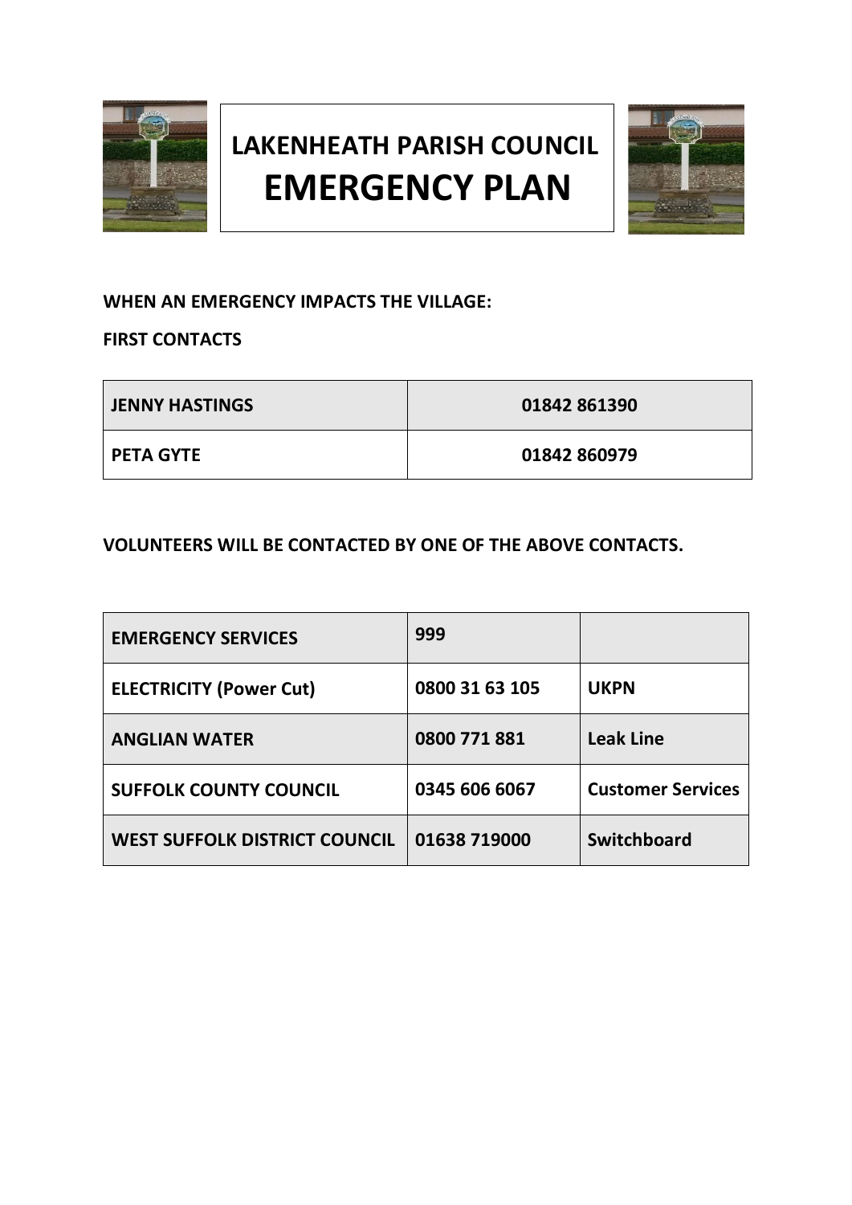# LAKENHEATH PARISH COUNCIL
# EMERGENCY PLAN

**WHEN AN EMERGENCY IMPACTS THE VILLAGE:**

**FIRST CONTACTS**

| | |
|---|---|
| **JENNY HASTINGS** | **01842 861390** |
| **PETA GYTE** | **01842 860979** |

**VOLUNTEERS WILL BE CONTACTED BY ONE OF THE ABOVE CONTACTS.**

| | | |
|---|---|---|
| **EMERGENCY SERVICES** | **999** | |
| **ELECTRICITY (Power Cut)** | **0800 31 63 105** | **UKPN** |
| **ANGLIAN WATER** | **0800 771 881** | **Leak Line** |
| **SUFFOLK COUNTY COUNCIL** | **0345 606 6067** | **Customer Services** |
| **WEST SUFFOLK DISTRICT COUNCIL** | **01638 719000** | **Switchboard** |